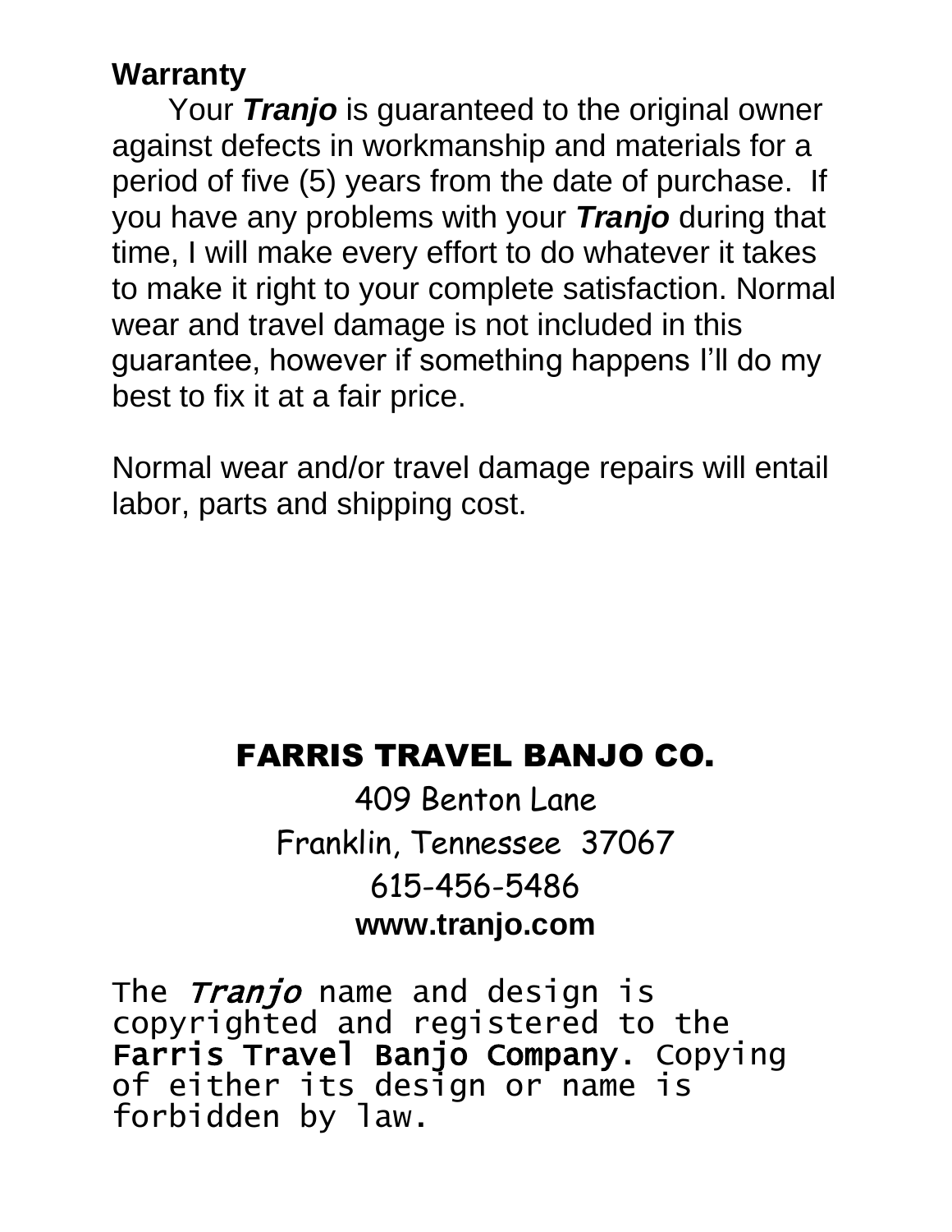**Warranty**

Your ***Tranjo*** is guaranteed to the original owner against defects in workmanship and materials for a period of five (5) years from the date of purchase. If you have any problems with your ***Tranjo*** during that time, I will make every effort to do whatever it takes to make it right to your complete satisfaction. Normal wear and travel damage is not included in this guarantee, however if something happens I'll do my best to fix it at a fair price.

Normal wear and/or travel damage repairs will entail labor, parts and shipping cost.

## FARRIS TRAVEL BANJO CO.

409 Benton Lane
Franklin, Tennessee 37067
615-456-5486
**www.tranjo.com**

The *Tranjo* name and design is copyrighted and registered to the **Farris Travel Banjo Company.** Copying of either its design or name is forbidden by law.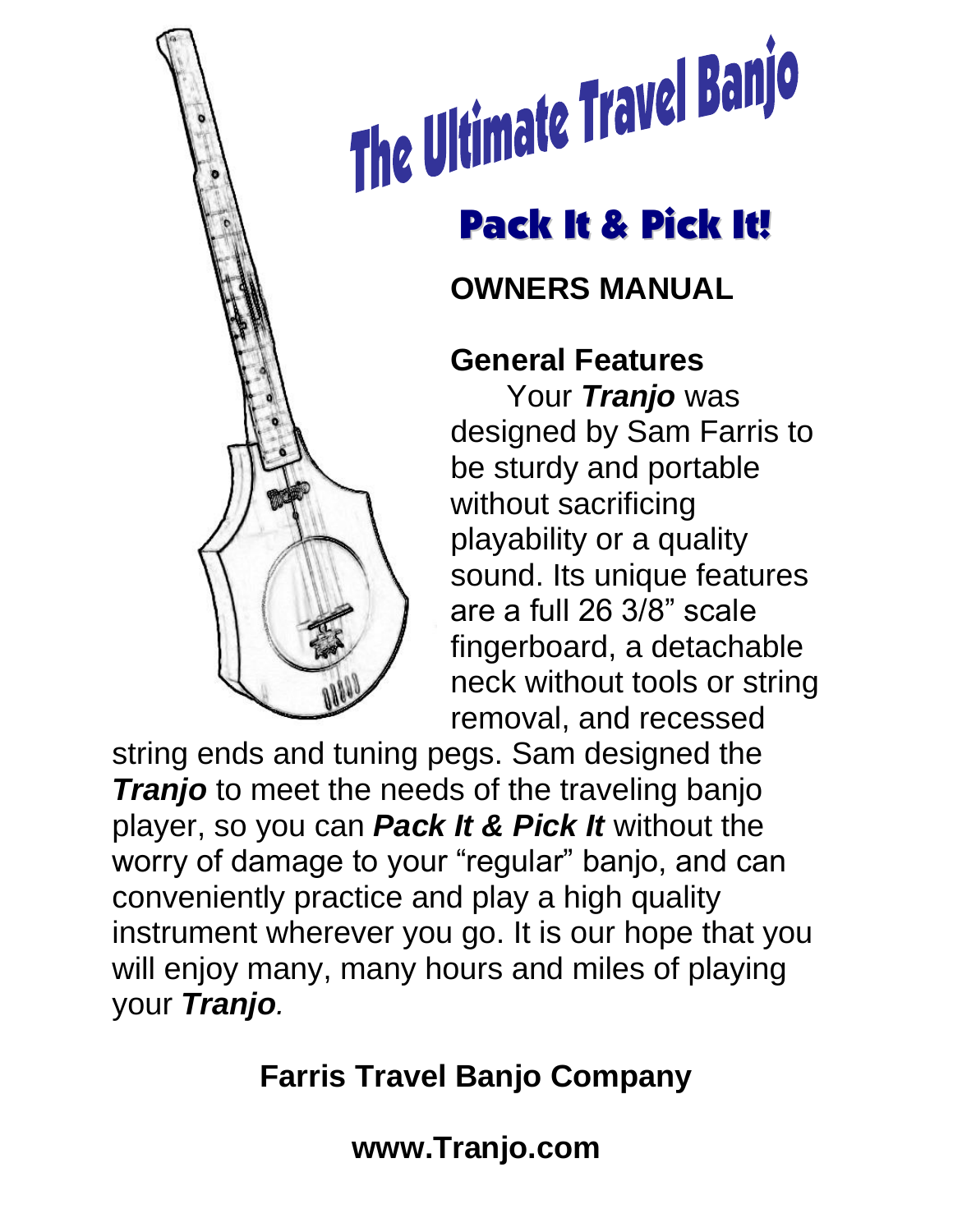# The Ultimate Travel Banjo

## Pack It & Pick It!

## OWNERS MANUAL

### General Features

Your ***Tranjo*** was designed by Sam Farris to be sturdy and portable without sacrificing playability or a quality sound. Its unique features are a full 26 3/8" scale fingerboard, a detachable neck without tools or string removal, and recessed string ends and tuning pegs. Sam designed the ***Tranjo*** to meet the needs of the traveling banjo player, so you can ***Pack It & Pick It*** without the worry of damage to your "regular" banjo, and can conveniently practice and play a high quality instrument wherever you go. It is our hope that you will enjoy many, many hours and miles of playing your ***Tranjo.***

**Farris Travel Banjo Company**

**www.Tranjo.com**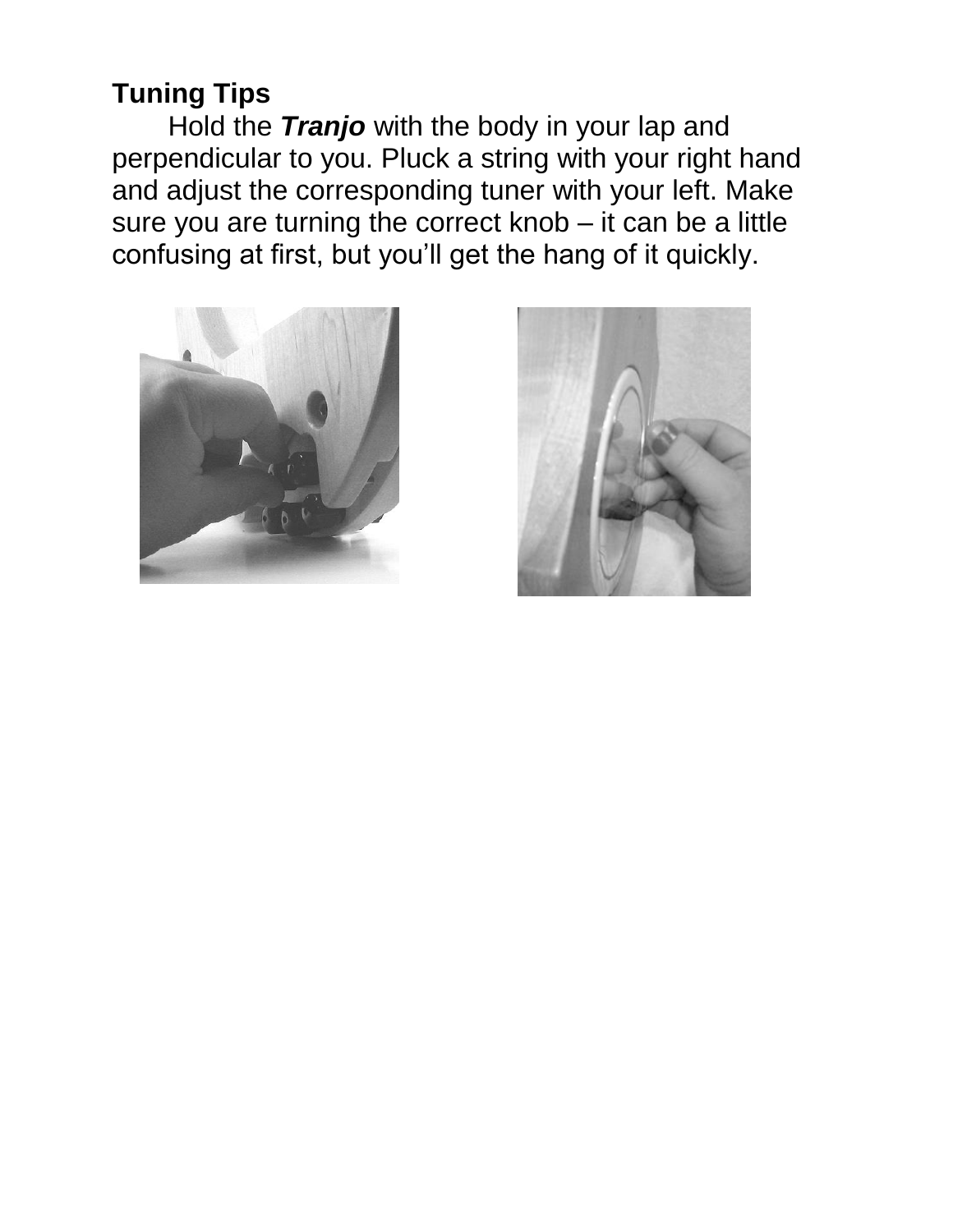## Tuning Tips

Hold the ***Tranjo*** with the body in your lap and perpendicular to you. Pluck a string with your right hand and adjust the corresponding tuner with your left. Make sure you are turning the correct knob – it can be a little confusing at first, but you'll get the hang of it quickly.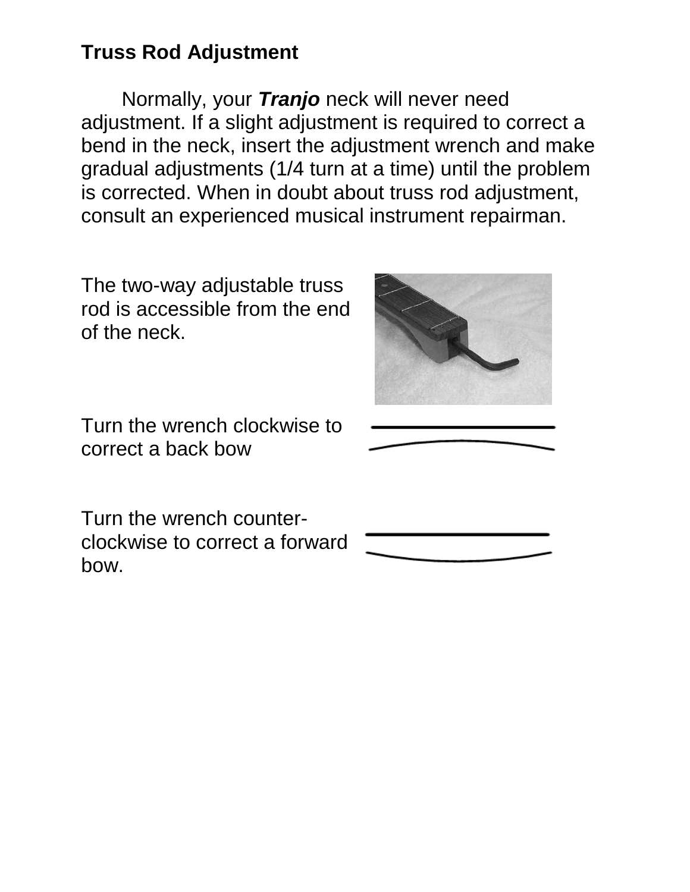## Truss Rod Adjustment

Normally, your ***Tranjo*** neck will never need adjustment. If a slight adjustment is required to correct a bend in the neck, insert the adjustment wrench and make gradual adjustments (1/4 turn at a time) until the problem is corrected. When in doubt about truss rod adjustment, consult an experienced musical instrument repairman.

The two-way adjustable truss rod is accessible from the end of the neck.

Turn the wrench clockwise to correct a back bow

Turn the wrench counter-clockwise to correct a forward bow.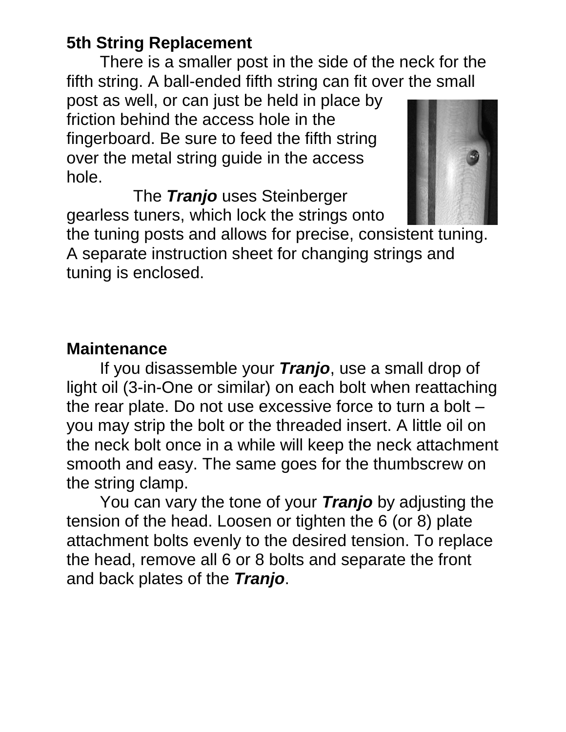## 5th String Replacement

There is a smaller post in the side of the neck for the fifth string. A ball-ended fifth string can fit over the small post as well, or can just be held in place by friction behind the access hole in the fingerboard. Be sure to feed the fifth string over the metal string guide in the access hole.

The ***Tranjo*** uses Steinberger gearless tuners, which lock the strings onto the tuning posts and allows for precise, consistent tuning. A separate instruction sheet for changing strings and tuning is enclosed.

## Maintenance

If you disassemble your ***Tranjo***, use a small drop of light oil (3-in-One or similar) on each bolt when reattaching the rear plate. Do not use excessive force to turn a bolt – you may strip the bolt or the threaded insert. A little oil on the neck bolt once in a while will keep the neck attachment smooth and easy. The same goes for the thumbscrew on the string clamp.

You can vary the tone of your ***Tranjo*** by adjusting the tension of the head. Loosen or tighten the 6 (or 8) plate attachment bolts evenly to the desired tension. To replace the head, remove all 6 or 8 bolts and separate the front and back plates of the ***Tranjo***.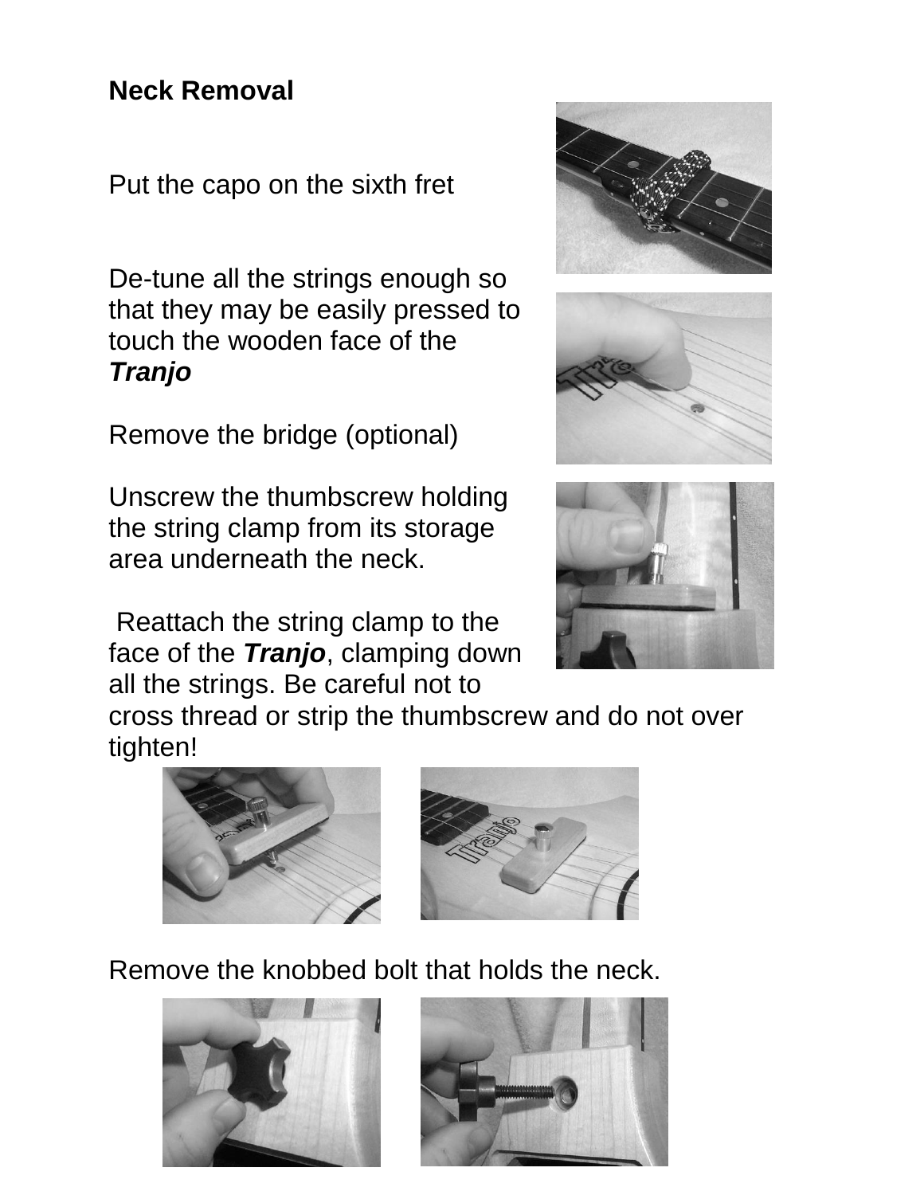**Neck Removal**

Put the capo on the sixth fret

De-tune all the strings enough so that they may be easily pressed to touch the wooden face of the ***Tranjo***

Remove the bridge (optional)

Unscrew the thumbscrew holding the string clamp from its storage area underneath the neck.

Reattach the string clamp to the face of the ***Tranjo***, clamping down all the strings. Be careful not to cross thread or strip the thumbscrew and do not over tighten!

Remove the knobbed bolt that holds the neck.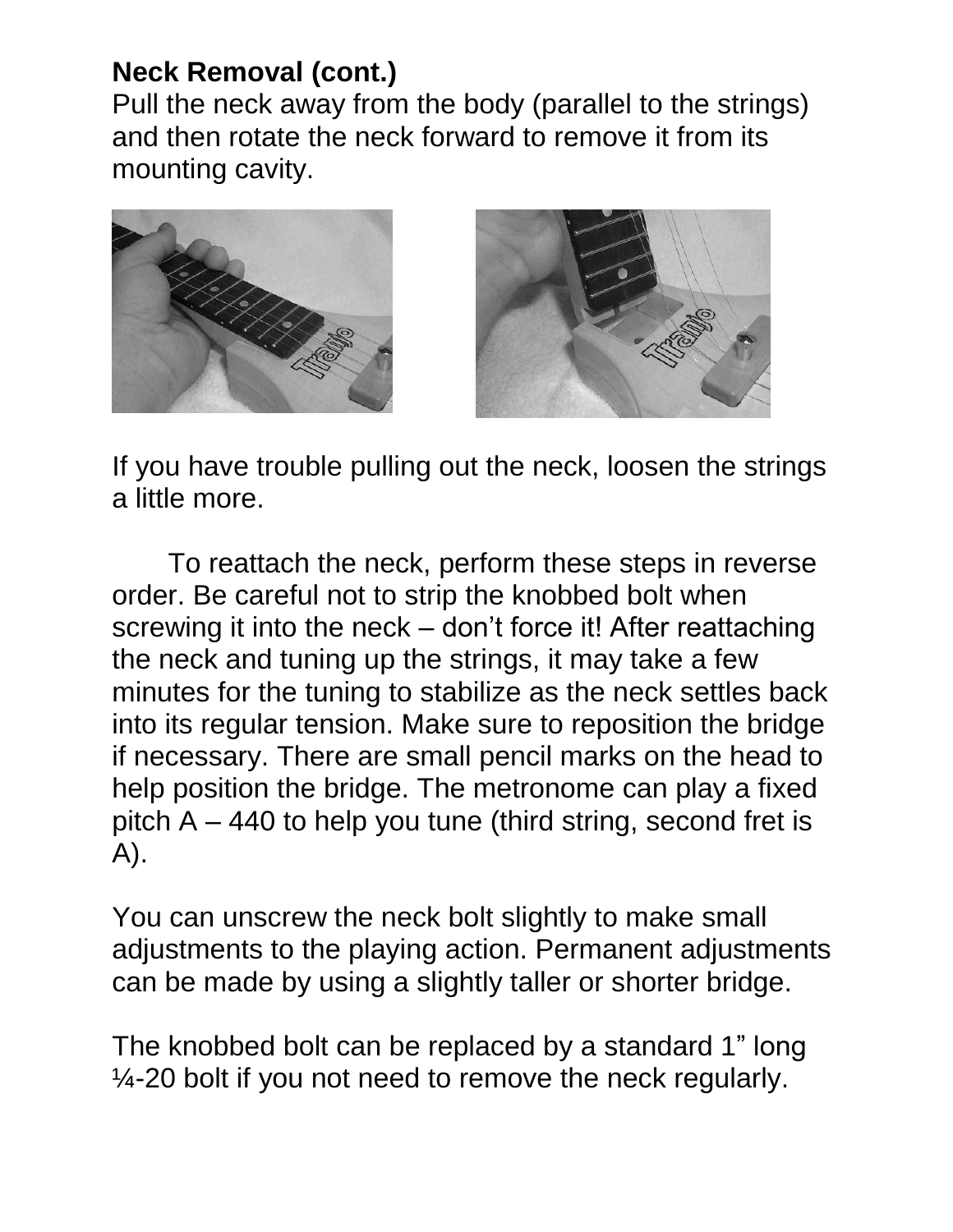**Neck Removal (cont.)**

Pull the neck away from the body (parallel to the strings) and then rotate the neck forward to remove it from its mounting cavity.

If you have trouble pulling out the neck, loosen the strings a little more.

To reattach the neck, perform these steps in reverse order. Be careful not to strip the knobbed bolt when screwing it into the neck – don't force it! After reattaching the neck and tuning up the strings, it may take a few minutes for the tuning to stabilize as the neck settles back into its regular tension. Make sure to reposition the bridge if necessary. There are small pencil marks on the head to help position the bridge. The metronome can play a fixed pitch A – 440 to help you tune (third string, second fret is A).

You can unscrew the neck bolt slightly to make small adjustments to the playing action. Permanent adjustments can be made by using a slightly taller or shorter bridge.

The knobbed bolt can be replaced by a standard 1" long ¼-20 bolt if you not need to remove the neck regularly.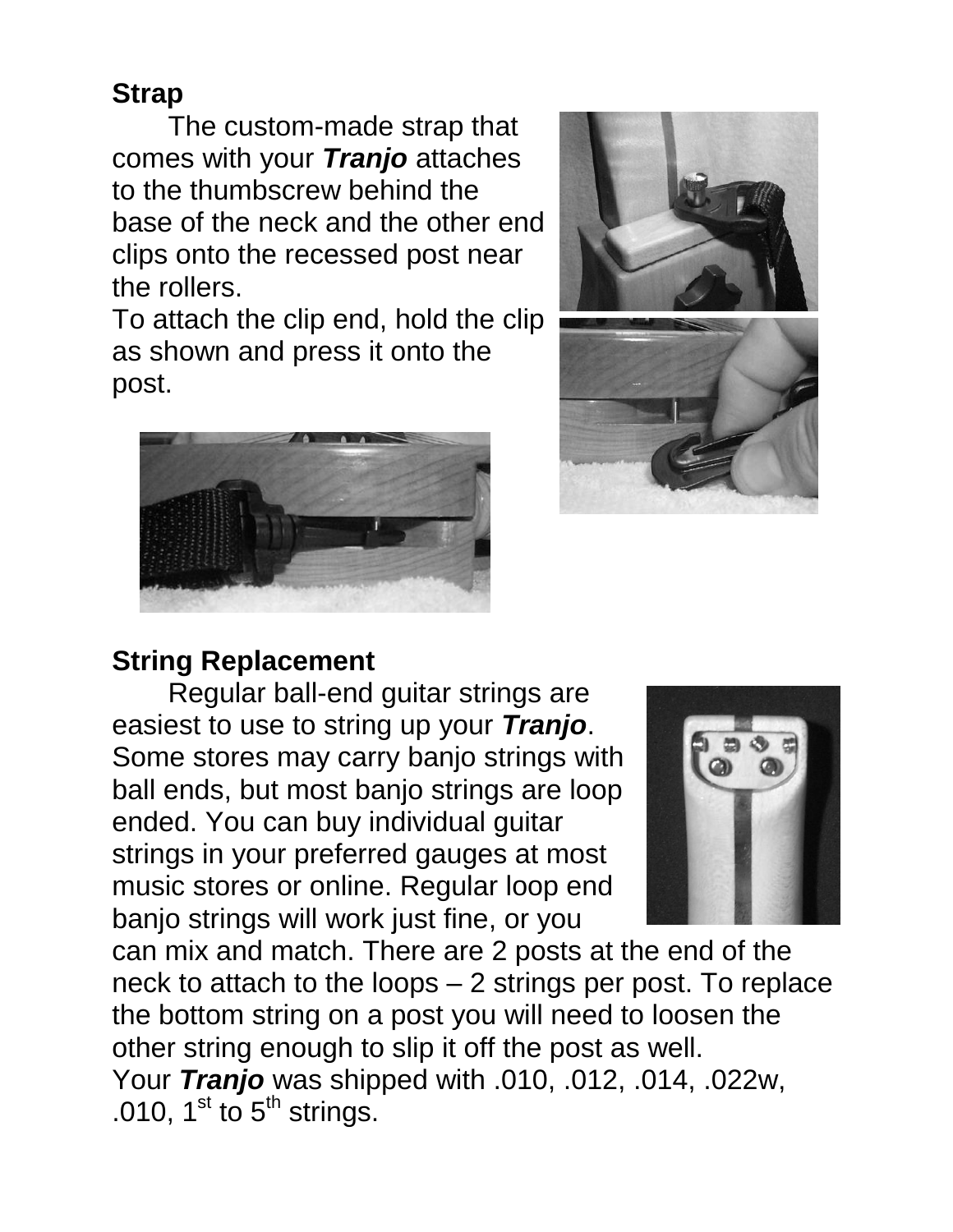## Strap

The custom-made strap that comes with your ***Tranjo*** attaches to the thumbscrew behind the base of the neck and the other end clips onto the recessed post near the rollers.

To attach the clip end, hold the clip as shown and press it onto the post.

## String Replacement

Regular ball-end guitar strings are easiest to use to string up your ***Tranjo***. Some stores may carry banjo strings with ball ends, but most banjo strings are loop ended. You can buy individual guitar strings in your preferred gauges at most music stores or online. Regular loop end banjo strings will work just fine, or you can mix and match. There are 2 posts at the end of the neck to attach to the loops – 2 strings per post. To replace the bottom string on a post you will need to loosen the other string enough to slip it off the post as well.

Your ***Tranjo*** was shipped with .010, .012, .014, .022w, .010, 1st to 5th strings.